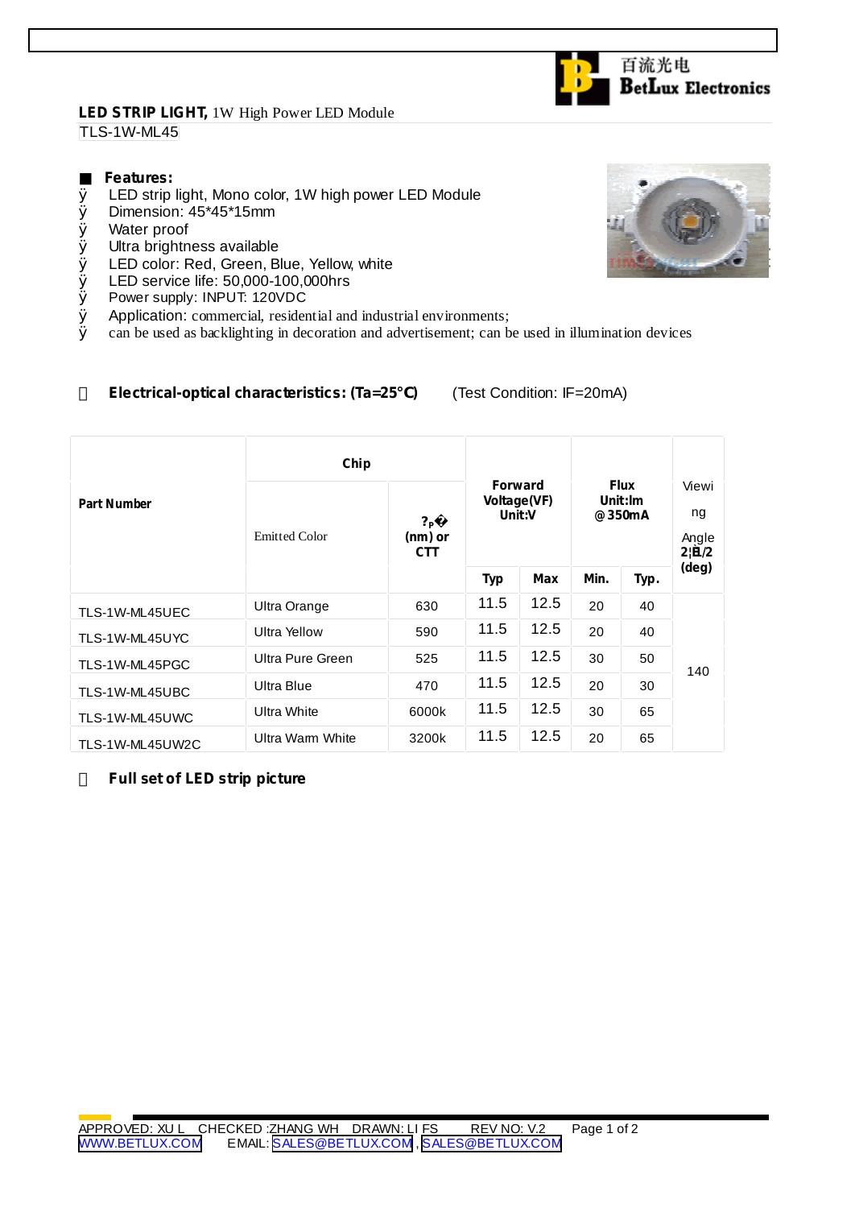百流光电
BetLux Electronics

**LED STRIP LIGHT,** 1W High Power LED Module

TLS-1W-ML45

## ■ Features:

- LED strip light, Mono color, 1W high power LED Module
- Dimension: 45*45*15mm
- Water proof
- Ultra brightness available
- LED color: Red, Green, Blue, Yellow, white
- LED service life: 50,000-100,000hrs
- Power supply: INPUT: 120VDC
- Application: commercial, residential and industrial environments;
- can be used as backlighting in decoration and advertisement; can be used in illumination devices

## Electrical-optical characteristics: (Ta=25°C) (Test Condition: IF=20mA)

| Part Number | Chip | | Forward Voltage(VF) Unit:V | | Flux Unit:lm @350mA | | Viewing Angle 2θ1/2 (deg) |
|---|---|---|---|---|---|---|---|
| | Emitted Color | λP (nm) or CTT | Typ | Max | Min. | Typ. | |
| TLS-1W-ML45UEC | Ultra Orange | 630 | 11.5 | 12.5 | 20 | 40 | 140 |
| TLS-1W-ML45UYC | Ultra Yellow | 590 | 11.5 | 12.5 | 20 | 40 | |
| TLS-1W-ML45PGC | Ultra Pure Green | 525 | 11.5 | 12.5 | 30 | 50 | |
| TLS-1W-ML45UBC | Ultra Blue | 470 | 11.5 | 12.5 | 20 | 30 | |
| TLS-1W-ML45UWC | Ultra White | 6000k | 11.5 | 12.5 | 30 | 65 | |
| TLS-1W-ML45UW2C | Ultra Warm White | 3200k | 11.5 | 12.5 | 20 | 65 | |

## Full set of LED strip picture

APPROVED: XU L CHECKED :ZHANG WH DRAWN: LI FS REV NO: V.2

WWW.BETLUX.COM EMAIL: SALES@BETLUX.COM , SALES@BETLUX.COM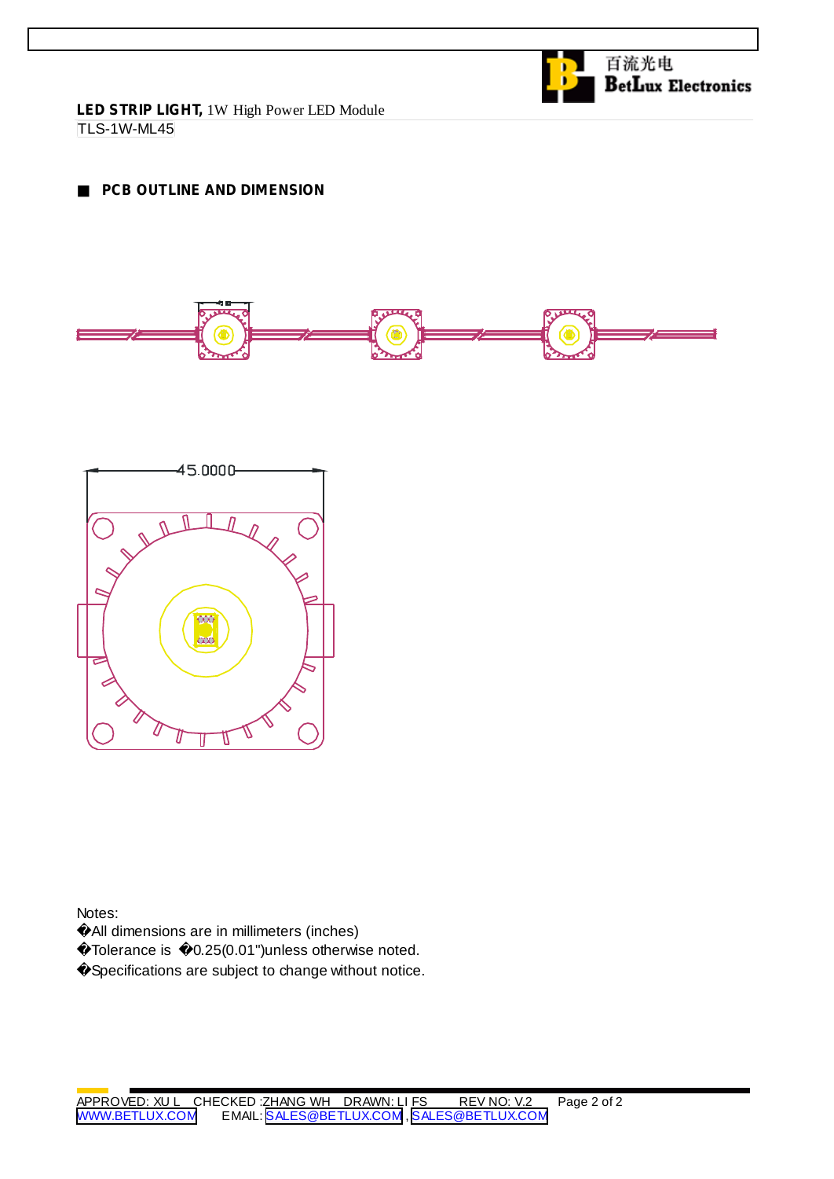**LED STRIP LIGHT,** 1W High Power LED Module
TLS-1W-ML45

## ■ PCB OUTLINE AND DIMENSION

45.0000

Notes:
�All dimensions are in millimeters (inches)
�Tolerance is �0.25(0.01")unless otherwise noted.
�Specifications are subject to change without notice.

APPROVED: XU L CHECKED :ZHANG WH DRAWN: LI FS REV NO: V.2
WWW.BETLUX.COM EMAIL: SALES@BETLUX.COM , SALES@BETLUX.COM